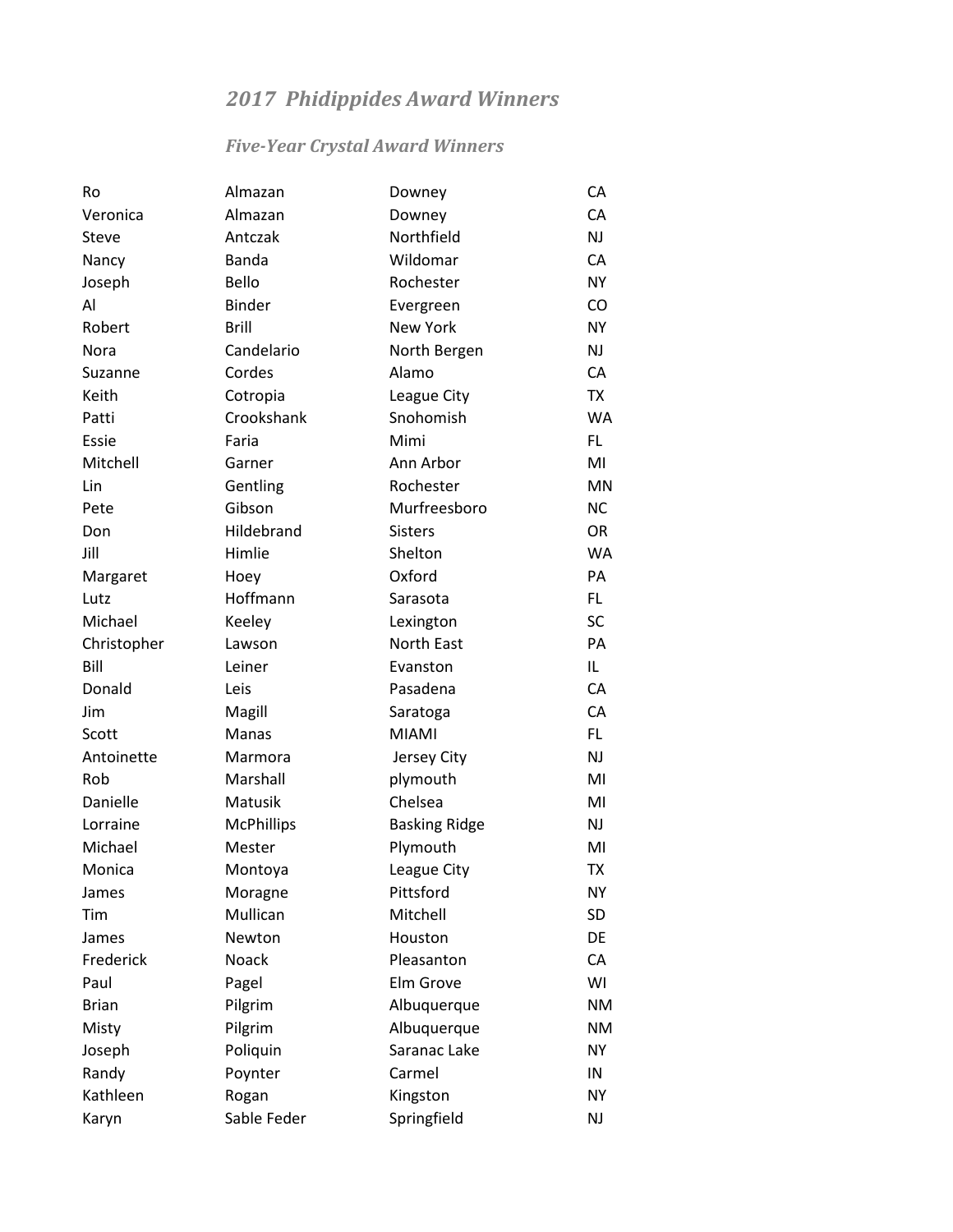## *2017 Phidippides Award Winners*

### *Five-Year Crystal Award Winners*

| | | | |
|---|---|---|---|
| Ro | Almazan | Downey | CA |
| Veronica | Almazan | Downey | CA |
| Steve | Antczak | Northfield | NJ |
| Nancy | Banda | Wildomar | CA |
| Joseph | Bello | Rochester | NY |
| Al | Binder | Evergreen | CO |
| Robert | Brill | New York | NY |
| Nora | Candelario | North Bergen | NJ |
| Suzanne | Cordes | Alamo | CA |
| Keith | Cotropia | League City | TX |
| Patti | Crookshank | Snohomish | WA |
| Essie | Faria | Mimi | FL |
| Mitchell | Garner | Ann Arbor | MI |
| Lin | Gentling | Rochester | MN |
| Pete | Gibson | Murfreesboro | NC |
| Don | Hildebrand | Sisters | OR |
| Jill | Himlie | Shelton | WA |
| Margaret | Hoey | Oxford | PA |
| Lutz | Hoffmann | Sarasota | FL |
| Michael | Keeley | Lexington | SC |
| Christopher | Lawson | North East | PA |
| Bill | Leiner | Evanston | IL |
| Donald | Leis | Pasadena | CA |
| Jim | Magill | Saratoga | CA |
| Scott | Manas | MIAMI | FL |
| Antoinette | Marmora | Jersey City | NJ |
| Rob | Marshall | plymouth | MI |
| Danielle | Matusik | Chelsea | MI |
| Lorraine | McPhillips | Basking Ridge | NJ |
| Michael | Mester | Plymouth | MI |
| Monica | Montoya | League City | TX |
| James | Moragne | Pittsford | NY |
| Tim | Mullican | Mitchell | SD |
| James | Newton | Houston | DE |
| Frederick | Noack | Pleasanton | CA |
| Paul | Pagel | Elm Grove | WI |
| Brian | Pilgrim | Albuquerque | NM |
| Misty | Pilgrim | Albuquerque | NM |
| Joseph | Poliquin | Saranac Lake | NY |
| Randy | Poynter | Carmel | IN |
| Kathleen | Rogan | Kingston | NY |
| Karyn | Sable Feder | Springfield | NJ |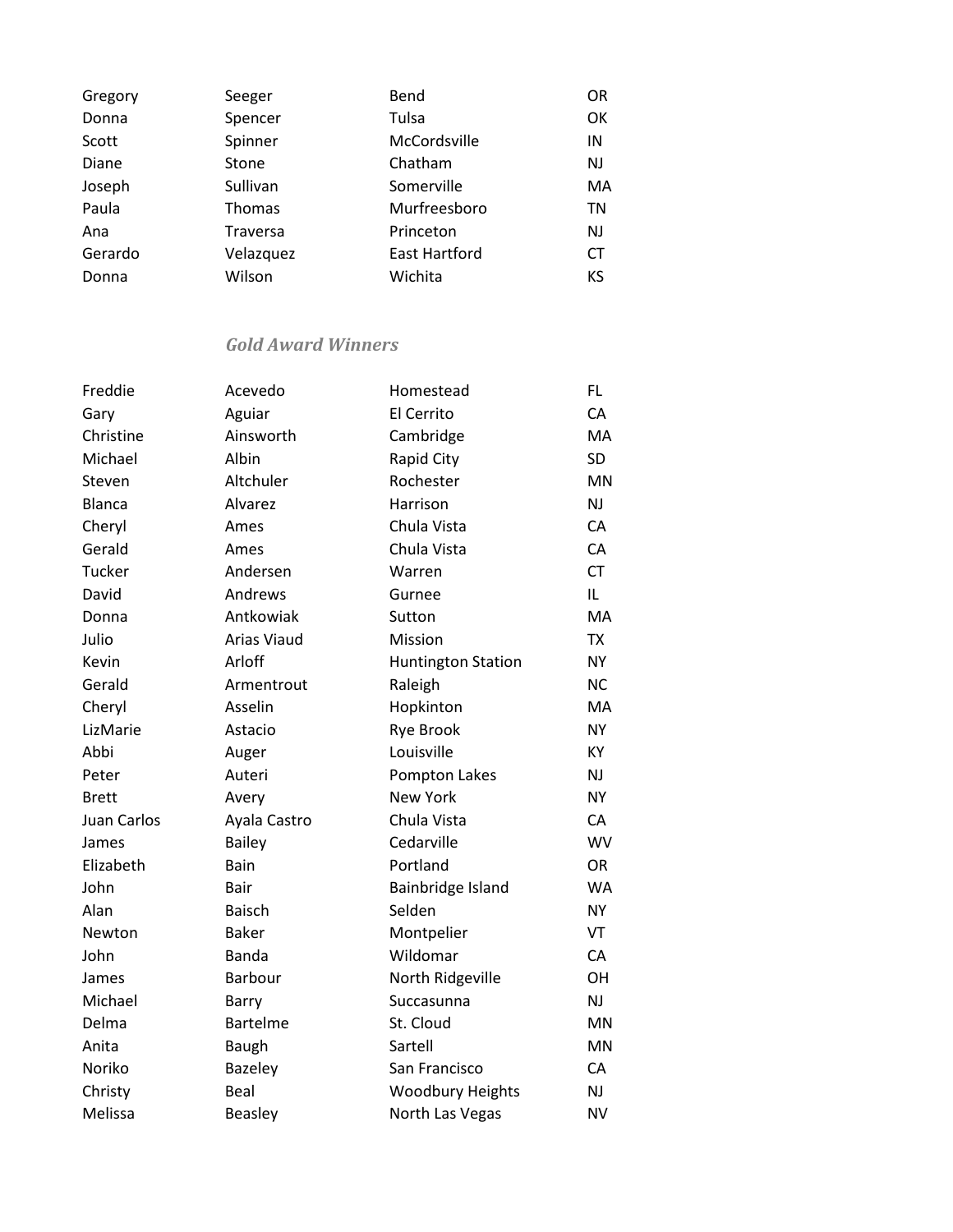| | | | |
|---|---|---|---|
| Gregory | Seeger | Bend | OR |
| Donna | Spencer | Tulsa | OK |
| Scott | Spinner | McCordsville | IN |
| Diane | Stone | Chatham | NJ |
| Joseph | Sullivan | Somerville | MA |
| Paula | Thomas | Murfreesboro | TN |
| Ana | Traversa | Princeton | NJ |
| Gerardo | Velazquez | East Hartford | CT |
| Donna | Wilson | Wichita | KS |

### *Gold Award Winners*

| | | | |
|---|---|---|---|
| Freddie | Acevedo | Homestead | FL |
| Gary | Aguiar | El Cerrito | CA |
| Christine | Ainsworth | Cambridge | MA |
| Michael | Albin | Rapid City | SD |
| Steven | Altchuler | Rochester | MN |
| Blanca | Alvarez | Harrison | NJ |
| Cheryl | Ames | Chula Vista | CA |
| Gerald | Ames | Chula Vista | CA |
| Tucker | Andersen | Warren | CT |
| David | Andrews | Gurnee | IL |
| Donna | Antkowiak | Sutton | MA |
| Julio | Arias Viaud | Mission | TX |
| Kevin | Arloff | Huntington Station | NY |
| Gerald | Armentrout | Raleigh | NC |
| Cheryl | Asselin | Hopkinton | MA |
| LizMarie | Astacio | Rye Brook | NY |
| Abbi | Auger | Louisville | KY |
| Peter | Auteri | Pompton Lakes | NJ |
| Brett | Avery | New York | NY |
| Juan Carlos | Ayala Castro | Chula Vista | CA |
| James | Bailey | Cedarville | WV |
| Elizabeth | Bain | Portland | OR |
| John | Bair | Bainbridge Island | WA |
| Alan | Baisch | Selden | NY |
| Newton | Baker | Montpelier | VT |
| John | Banda | Wildomar | CA |
| James | Barbour | North Ridgeville | OH |
| Michael | Barry | Succasunna | NJ |
| Delma | Bartelme | St. Cloud | MN |
| Anita | Baugh | Sartell | MN |
| Noriko | Bazeley | San Francisco | CA |
| Christy | Beal | Woodbury Heights | NJ |
| Melissa | Beasley | North Las Vegas | NV |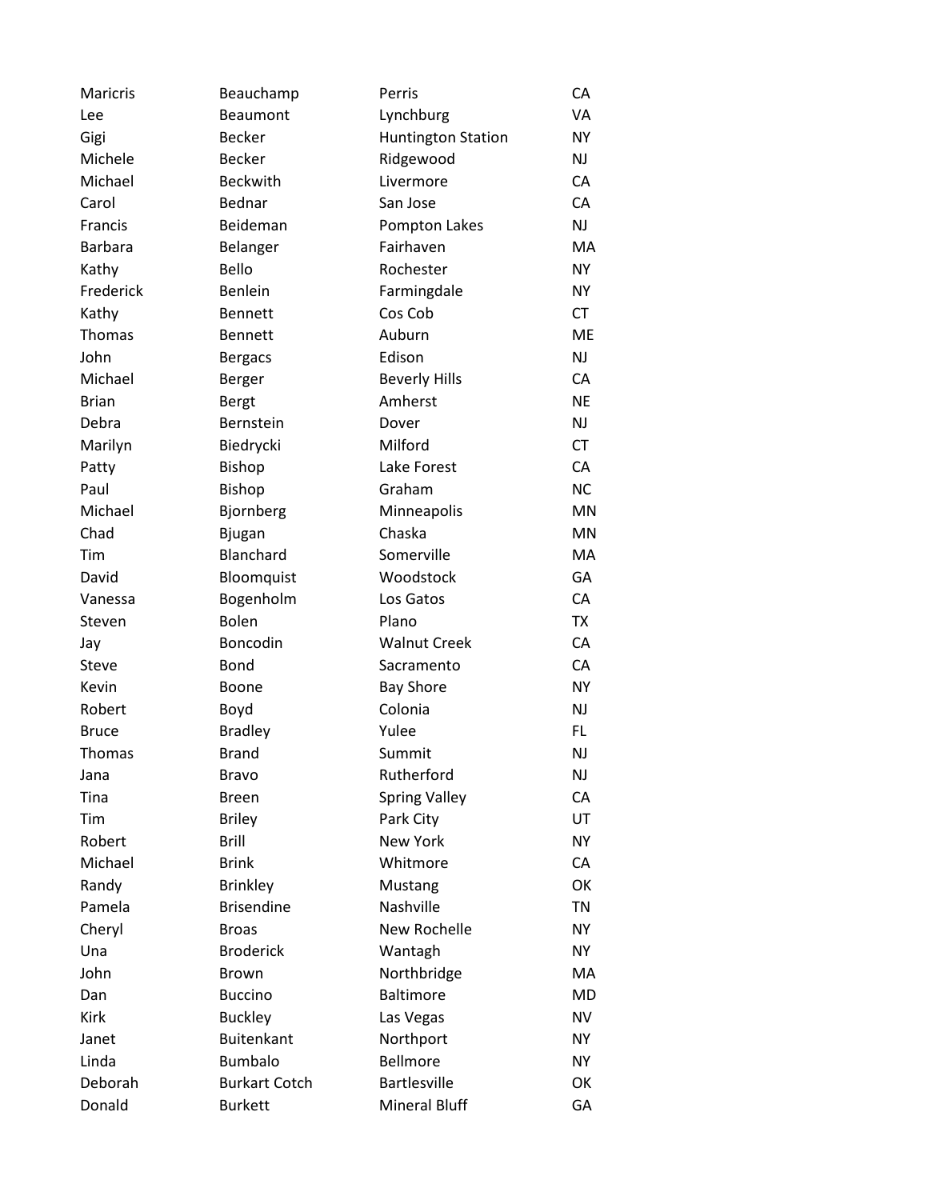| | | | |
|---|---|---|---|
| Maricris | Beauchamp | Perris | CA |
| Lee | Beaumont | Lynchburg | VA |
| Gigi | Becker | Huntington Station | NY |
| Michele | Becker | Ridgewood | NJ |
| Michael | Beckwith | Livermore | CA |
| Carol | Bednar | San Jose | CA |
| Francis | Beideman | Pompton Lakes | NJ |
| Barbara | Belanger | Fairhaven | MA |
| Kathy | Bello | Rochester | NY |
| Frederick | Benlein | Farmingdale | NY |
| Kathy | Bennett | Cos Cob | CT |
| Thomas | Bennett | Auburn | ME |
| John | Bergacs | Edison | NJ |
| Michael | Berger | Beverly Hills | CA |
| Brian | Bergt | Amherst | NE |
| Debra | Bernstein | Dover | NJ |
| Marilyn | Biedrycki | Milford | CT |
| Patty | Bishop | Lake Forest | CA |
| Paul | Bishop | Graham | NC |
| Michael | Bjornberg | Minneapolis | MN |
| Chad | Bjugan | Chaska | MN |
| Tim | Blanchard | Somerville | MA |
| David | Bloomquist | Woodstock | GA |
| Vanessa | Bogenholm | Los Gatos | CA |
| Steven | Bolen | Plano | TX |
| Jay | Boncodin | Walnut Creek | CA |
| Steve | Bond | Sacramento | CA |
| Kevin | Boone | Bay Shore | NY |
| Robert | Boyd | Colonia | NJ |
| Bruce | Bradley | Yulee | FL |
| Thomas | Brand | Summit | NJ |
| Jana | Bravo | Rutherford | NJ |
| Tina | Breen | Spring Valley | CA |
| Tim | Briley | Park City | UT |
| Robert | Brill | New York | NY |
| Michael | Brink | Whitmore | CA |
| Randy | Brinkley | Mustang | OK |
| Pamela | Brisendine | Nashville | TN |
| Cheryl | Broas | New Rochelle | NY |
| Una | Broderick | Wantagh | NY |
| John | Brown | Northbridge | MA |
| Dan | Buccino | Baltimore | MD |
| Kirk | Buckley | Las Vegas | NV |
| Janet | Buitenkant | Northport | NY |
| Linda | Bumbalo | Bellmore | NY |
| Deborah | Burkart Cotch | Bartlesville | OK |
| Donald | Burkett | Mineral Bluff | GA |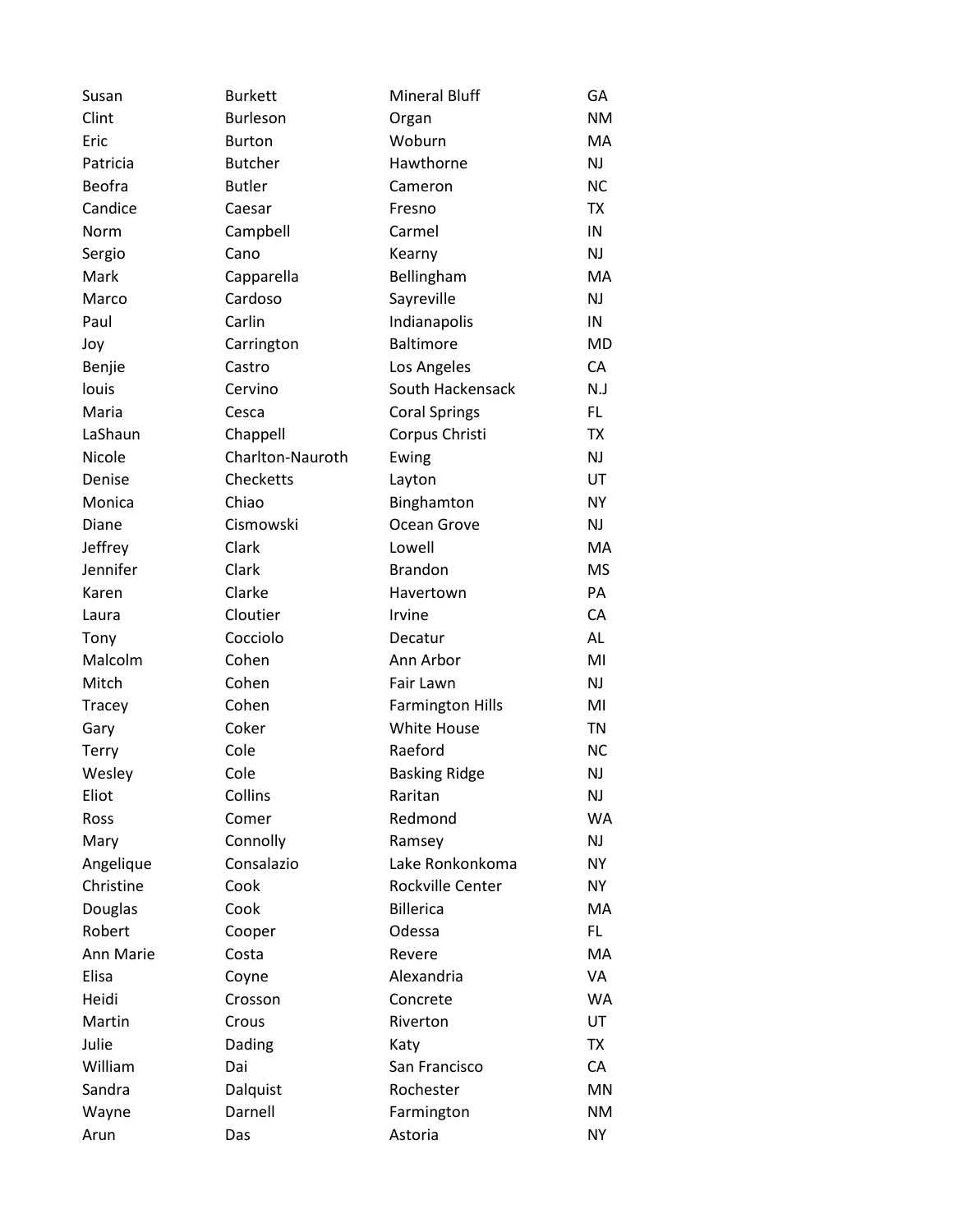| | | | |
|---|---|---|---|
| Susan | Burkett | Mineral Bluff | GA |
| Clint | Burleson | Organ | NM |
| Eric | Burton | Woburn | MA |
| Patricia | Butcher | Hawthorne | NJ |
| Beofra | Butler | Cameron | NC |
| Candice | Caesar | Fresno | TX |
| Norm | Campbell | Carmel | IN |
| Sergio | Cano | Kearny | NJ |
| Mark | Capparella | Bellingham | MA |
| Marco | Cardoso | Sayreville | NJ |
| Paul | Carlin | Indianapolis | IN |
| Joy | Carrington | Baltimore | MD |
| Benjie | Castro | Los Angeles | CA |
| louis | Cervino | South Hackensack | N.J |
| Maria | Cesca | Coral Springs | FL |
| LaShaun | Chappell | Corpus Christi | TX |
| Nicole | Charlton-Nauroth | Ewing | NJ |
| Denise | Checketts | Layton | UT |
| Monica | Chiao | Binghamton | NY |
| Diane | Cismowski | Ocean Grove | NJ |
| Jeffrey | Clark | Lowell | MA |
| Jennifer | Clark | Brandon | MS |
| Karen | Clarke | Havertown | PA |
| Laura | Cloutier | Irvine | CA |
| Tony | Cocciolo | Decatur | AL |
| Malcolm | Cohen | Ann Arbor | MI |
| Mitch | Cohen | Fair Lawn | NJ |
| Tracey | Cohen | Farmington Hills | MI |
| Gary | Coker | White House | TN |
| Terry | Cole | Raeford | NC |
| Wesley | Cole | Basking Ridge | NJ |
| Eliot | Collins | Raritan | NJ |
| Ross | Comer | Redmond | WA |
| Mary | Connolly | Ramsey | NJ |
| Angelique | Consalazio | Lake Ronkonkoma | NY |
| Christine | Cook | Rockville Center | NY |
| Douglas | Cook | Billerica | MA |
| Robert | Cooper | Odessa | FL |
| Ann Marie | Costa | Revere | MA |
| Elisa | Coyne | Alexandria | VA |
| Heidi | Crosson | Concrete | WA |
| Martin | Crous | Riverton | UT |
| Julie | Dading | Katy | TX |
| William | Dai | San Francisco | CA |
| Sandra | Dalquist | Rochester | MN |
| Wayne | Darnell | Farmington | NM |
| Arun | Das | Astoria | NY |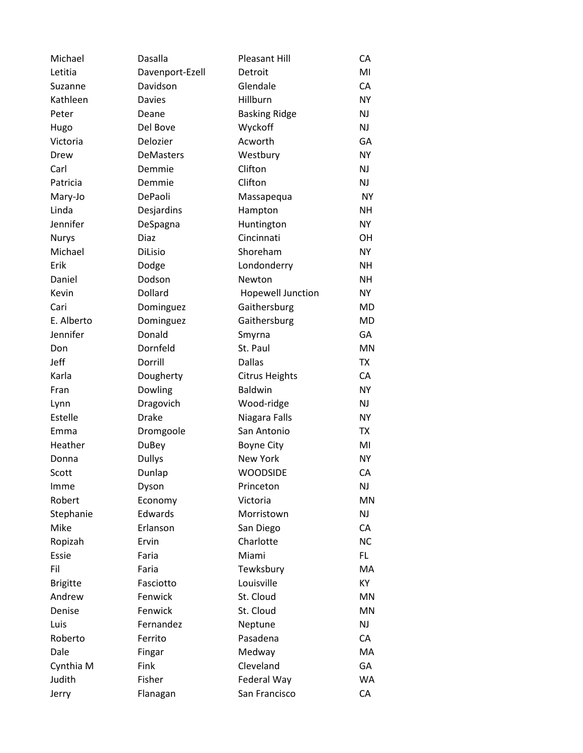| | | | |
|---|---|---|---|
| Michael | Dasalla | Pleasant Hill | CA |
| Letitia | Davenport-Ezell | Detroit | MI |
| Suzanne | Davidson | Glendale | CA |
| Kathleen | Davies | Hillburn | NY |
| Peter | Deane | Basking Ridge | NJ |
| Hugo | Del Bove | Wyckoff | NJ |
| Victoria | Delozier | Acworth | GA |
| Drew | DeMasters | Westbury | NY |
| Carl | Demmie | Clifton | NJ |
| Patricia | Demmie | Clifton | NJ |
| Mary-Jo | DePaoli | Massapequa | NY |
| Linda | Desjardins | Hampton | NH |
| Jennifer | DeSpagna | Huntington | NY |
| Nurys | Diaz | Cincinnati | OH |
| Michael | DiLisio | Shoreham | NY |
| Erik | Dodge | Londonderry | NH |
| Daniel | Dodson | Newton | NH |
| Kevin | Dollard | Hopewell Junction | NY |
| Cari | Dominguez | Gaithersburg | MD |
| E. Alberto | Dominguez | Gaithersburg | MD |
| Jennifer | Donald | Smyrna | GA |
| Don | Dornfeld | St. Paul | MN |
| Jeff | Dorrill | Dallas | TX |
| Karla | Dougherty | Citrus Heights | CA |
| Fran | Dowling | Baldwin | NY |
| Lynn | Dragovich | Wood-ridge | NJ |
| Estelle | Drake | Niagara Falls | NY |
| Emma | Dromgoole | San Antonio | TX |
| Heather | DuBey | Boyne City | MI |
| Donna | Dullys | New York | NY |
| Scott | Dunlap | WOODSIDE | CA |
| Imme | Dyson | Princeton | NJ |
| Robert | Economy | Victoria | MN |
| Stephanie | Edwards | Morristown | NJ |
| Mike | Erlanson | San Diego | CA |
| Ropizah | Ervin | Charlotte | NC |
| Essie | Faria | Miami | FL |
| Fil | Faria | Tewksbury | MA |
| Brigitte | Fasciotto | Louisville | KY |
| Andrew | Fenwick | St. Cloud | MN |
| Denise | Fenwick | St. Cloud | MN |
| Luis | Fernandez | Neptune | NJ |
| Roberto | Ferrito | Pasadena | CA |
| Dale | Fingar | Medway | MA |
| Cynthia M | Fink | Cleveland | GA |
| Judith | Fisher | Federal Way | WA |
| Jerry | Flanagan | San Francisco | CA |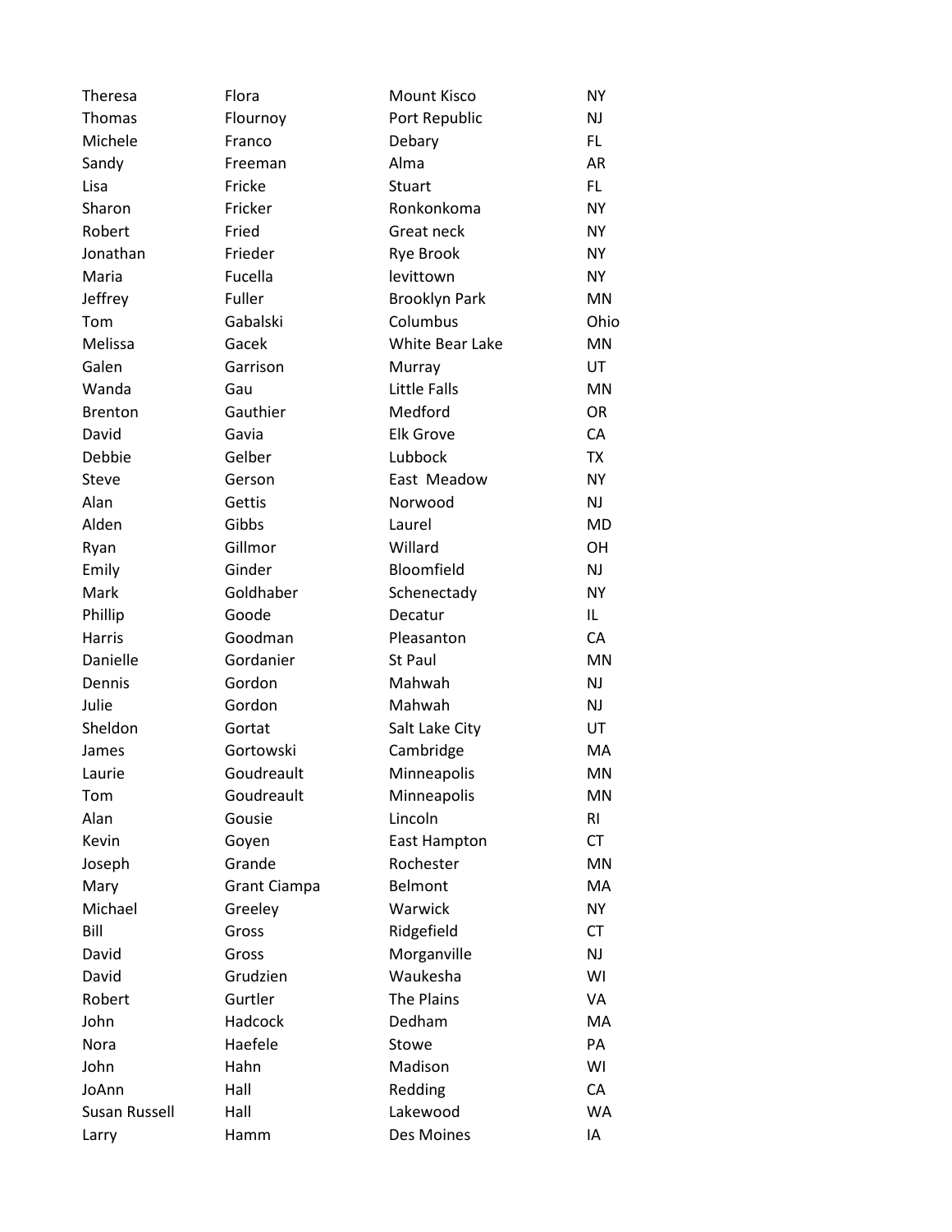| | | | |
|---|---|---|---|
| Theresa | Flora | Mount Kisco | NY |
| Thomas | Flournoy | Port Republic | NJ |
| Michele | Franco | Debary | FL |
| Sandy | Freeman | Alma | AR |
| Lisa | Fricke | Stuart | FL |
| Sharon | Fricker | Ronkonkoma | NY |
| Robert | Fried | Great neck | NY |
| Jonathan | Frieder | Rye Brook | NY |
| Maria | Fucella | levittown | NY |
| Jeffrey | Fuller | Brooklyn Park | MN |
| Tom | Gabalski | Columbus | Ohio |
| Melissa | Gacek | White Bear Lake | MN |
| Galen | Garrison | Murray | UT |
| Wanda | Gau | Little Falls | MN |
| Brenton | Gauthier | Medford | OR |
| David | Gavia | Elk Grove | CA |
| Debbie | Gelber | Lubbock | TX |
| Steve | Gerson | East Meadow | NY |
| Alan | Gettis | Norwood | NJ |
| Alden | Gibbs | Laurel | MD |
| Ryan | Gillmor | Willard | OH |
| Emily | Ginder | Bloomfield | NJ |
| Mark | Goldhaber | Schenectady | NY |
| Phillip | Goode | Decatur | IL |
| Harris | Goodman | Pleasanton | CA |
| Danielle | Gordanier | St Paul | MN |
| Dennis | Gordon | Mahwah | NJ |
| Julie | Gordon | Mahwah | NJ |
| Sheldon | Gortat | Salt Lake City | UT |
| James | Gortowski | Cambridge | MA |
| Laurie | Goudreault | Minneapolis | MN |
| Tom | Goudreault | Minneapolis | MN |
| Alan | Gousie | Lincoln | RI |
| Kevin | Goyen | East Hampton | CT |
| Joseph | Grande | Rochester | MN |
| Mary | Grant Ciampa | Belmont | MA |
| Michael | Greeley | Warwick | NY |
| Bill | Gross | Ridgefield | CT |
| David | Gross | Morganville | NJ |
| David | Grudzien | Waukesha | WI |
| Robert | Gurtler | The Plains | VA |
| John | Hadcock | Dedham | MA |
| Nora | Haefele | Stowe | PA |
| John | Hahn | Madison | WI |
| JoAnn | Hall | Redding | CA |
| Susan Russell | Hall | Lakewood | WA |
| Larry | Hamm | Des Moines | IA |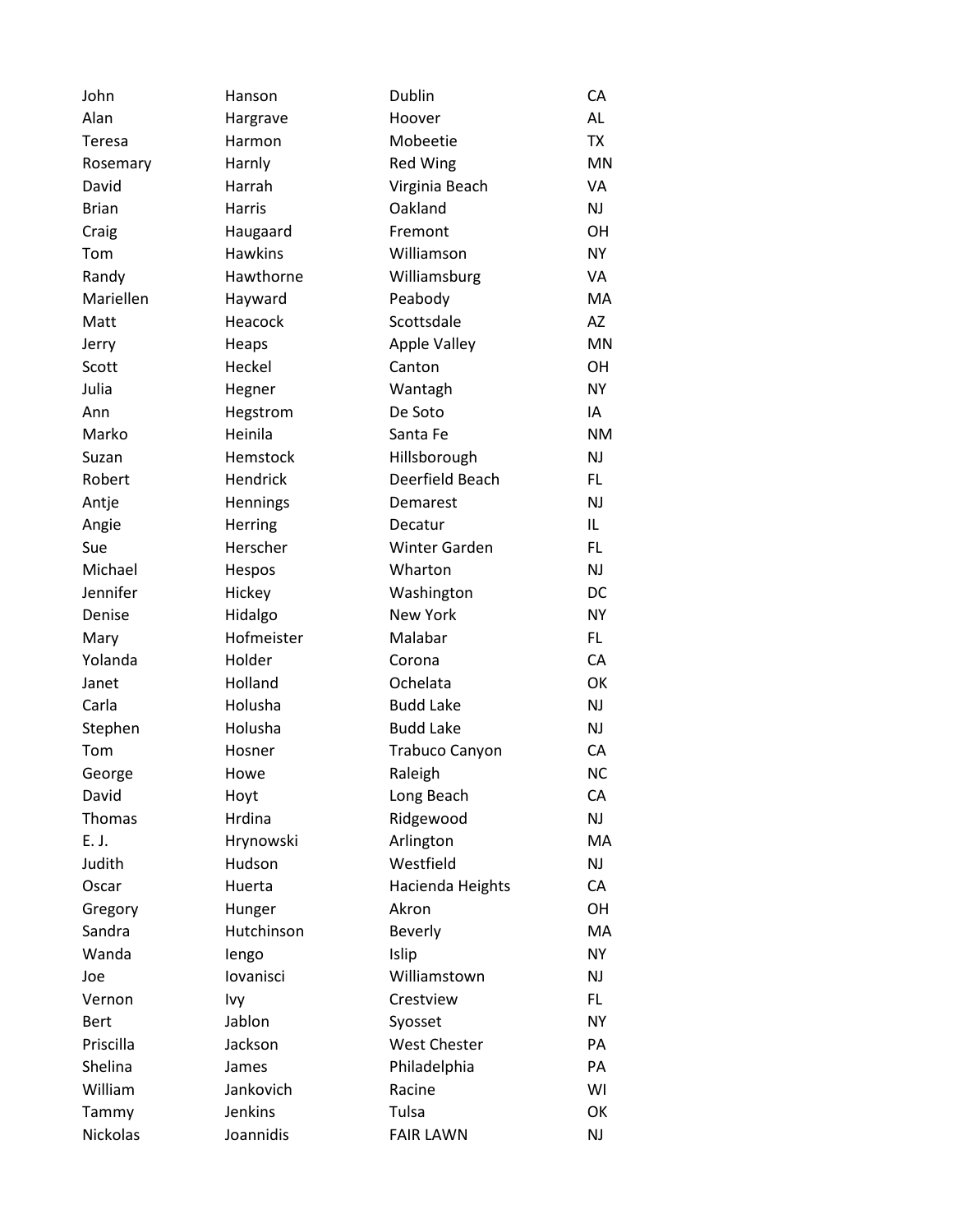| | | | |
|---|---|---|---|
| John | Hanson | Dublin | CA |
| Alan | Hargrave | Hoover | AL |
| Teresa | Harmon | Mobeetie | TX |
| Rosemary | Harnly | Red Wing | MN |
| David | Harrah | Virginia Beach | VA |
| Brian | Harris | Oakland | NJ |
| Craig | Haugaard | Fremont | OH |
| Tom | Hawkins | Williamson | NY |
| Randy | Hawthorne | Williamsburg | VA |
| Mariellen | Hayward | Peabody | MA |
| Matt | Heacock | Scottsdale | AZ |
| Jerry | Heaps | Apple Valley | MN |
| Scott | Heckel | Canton | OH |
| Julia | Hegner | Wantagh | NY |
| Ann | Hegstrom | De Soto | IA |
| Marko | Heinila | Santa Fe | NM |
| Suzan | Hemstock | Hillsborough | NJ |
| Robert | Hendrick | Deerfield Beach | FL |
| Antje | Hennings | Demarest | NJ |
| Angie | Herring | Decatur | IL |
| Sue | Herscher | Winter Garden | FL |
| Michael | Hespos | Wharton | NJ |
| Jennifer | Hickey | Washington | DC |
| Denise | Hidalgo | New York | NY |
| Mary | Hofmeister | Malabar | FL |
| Yolanda | Holder | Corona | CA |
| Janet | Holland | Ochelata | OK |
| Carla | Holusha | Budd Lake | NJ |
| Stephen | Holusha | Budd Lake | NJ |
| Tom | Hosner | Trabuco Canyon | CA |
| George | Howe | Raleigh | NC |
| David | Hoyt | Long Beach | CA |
| Thomas | Hrdina | Ridgewood | NJ |
| E. J. | Hrynowski | Arlington | MA |
| Judith | Hudson | Westfield | NJ |
| Oscar | Huerta | Hacienda Heights | CA |
| Gregory | Hunger | Akron | OH |
| Sandra | Hutchinson | Beverly | MA |
| Wanda | Iengo | Islip | NY |
| Joe | Iovanisci | Williamstown | NJ |
| Vernon | Ivy | Crestview | FL |
| Bert | Jablon | Syosset | NY |
| Priscilla | Jackson | West Chester | PA |
| Shelina | James | Philadelphia | PA |
| William | Jankovich | Racine | WI |
| Tammy | Jenkins | Tulsa | OK |
| Nickolas | Joannidis | FAIR LAWN | NJ |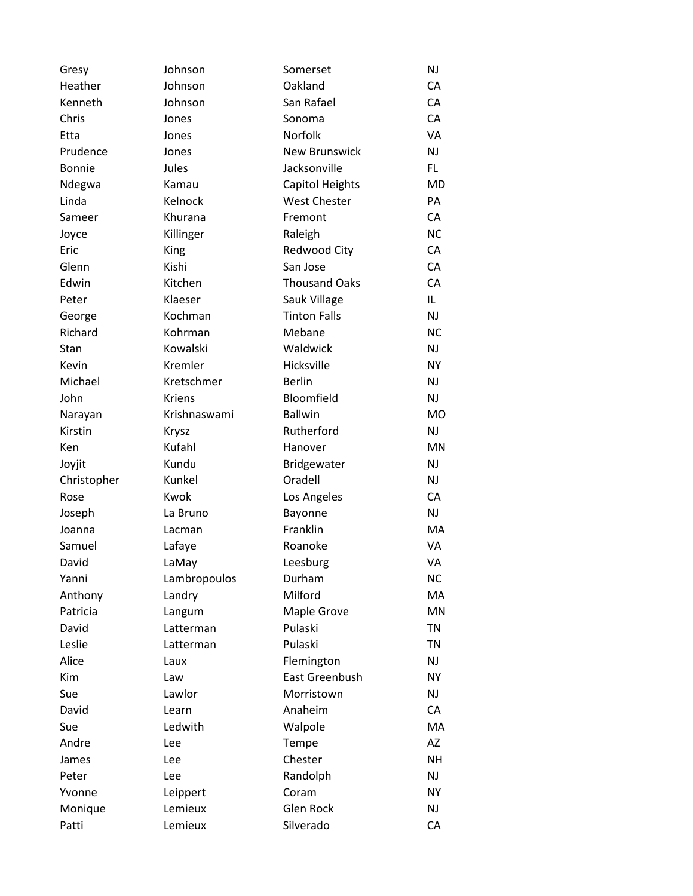| | | | |
|---|---|---|---|
| Gresy | Johnson | Somerset | NJ |
| Heather | Johnson | Oakland | CA |
| Kenneth | Johnson | San Rafael | CA |
| Chris | Jones | Sonoma | CA |
| Etta | Jones | Norfolk | VA |
| Prudence | Jones | New Brunswick | NJ |
| Bonnie | Jules | Jacksonville | FL |
| Ndegwa | Kamau | Capitol Heights | MD |
| Linda | Kelnock | West Chester | PA |
| Sameer | Khurana | Fremont | CA |
| Joyce | Killinger | Raleigh | NC |
| Eric | King | Redwood City | CA |
| Glenn | Kishi | San Jose | CA |
| Edwin | Kitchen | Thousand Oaks | CA |
| Peter | Klaeser | Sauk Village | IL |
| George | Kochman | Tinton Falls | NJ |
| Richard | Kohrman | Mebane | NC |
| Stan | Kowalski | Waldwick | NJ |
| Kevin | Kremler | Hicksville | NY |
| Michael | Kretschmer | Berlin | NJ |
| John | Kriens | Bloomfield | NJ |
| Narayan | Krishnaswami | Ballwin | MO |
| Kirstin | Krysz | Rutherford | NJ |
| Ken | Kufahl | Hanover | MN |
| Joyjit | Kundu | Bridgewater | NJ |
| Christopher | Kunkel | Oradell | NJ |
| Rose | Kwok | Los Angeles | CA |
| Joseph | La Bruno | Bayonne | NJ |
| Joanna | Lacman | Franklin | MA |
| Samuel | Lafaye | Roanoke | VA |
| David | LaMay | Leesburg | VA |
| Yanni | Lambropoulos | Durham | NC |
| Anthony | Landry | Milford | MA |
| Patricia | Langum | Maple Grove | MN |
| David | Latterman | Pulaski | TN |
| Leslie | Latterman | Pulaski | TN |
| Alice | Laux | Flemington | NJ |
| Kim | Law | East Greenbush | NY |
| Sue | Lawlor | Morristown | NJ |
| David | Learn | Anaheim | CA |
| Sue | Ledwith | Walpole | MA |
| Andre | Lee | Tempe | AZ |
| James | Lee | Chester | NH |
| Peter | Lee | Randolph | NJ |
| Yvonne | Leippert | Coram | NY |
| Monique | Lemieux | Glen Rock | NJ |
| Patti | Lemieux | Silverado | CA |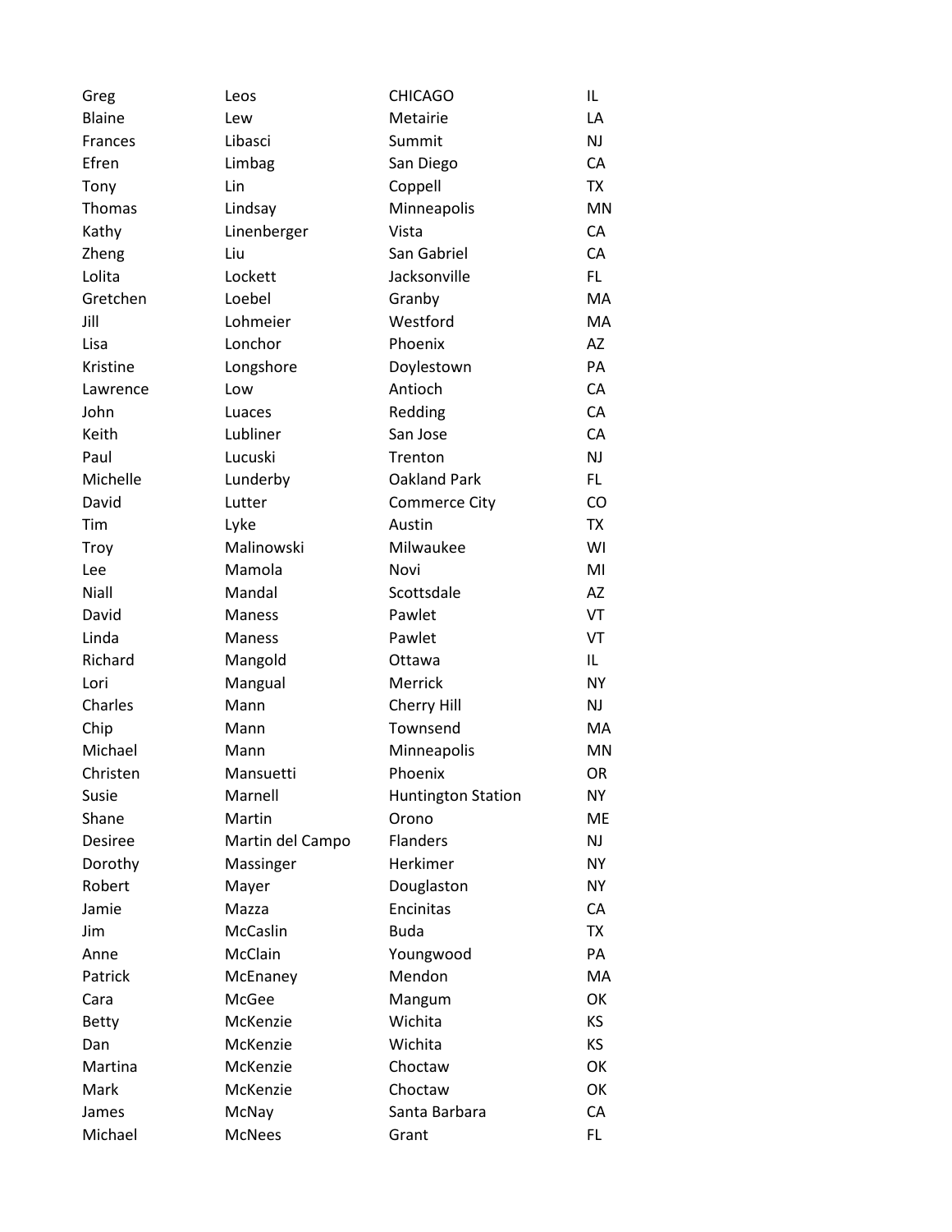| | | | |
|---|---|---|---|
| Greg | Leos | CHICAGO | IL |
| Blaine | Lew | Metairie | LA |
| Frances | Libasci | Summit | NJ |
| Efren | Limbag | San Diego | CA |
| Tony | Lin | Coppell | TX |
| Thomas | Lindsay | Minneapolis | MN |
| Kathy | Linenberger | Vista | CA |
| Zheng | Liu | San Gabriel | CA |
| Lolita | Lockett | Jacksonville | FL |
| Gretchen | Loebel | Granby | MA |
| Jill | Lohmeier | Westford | MA |
| Lisa | Lonchor | Phoenix | AZ |
| Kristine | Longshore | Doylestown | PA |
| Lawrence | Low | Antioch | CA |
| John | Luaces | Redding | CA |
| Keith | Lubliner | San Jose | CA |
| Paul | Lucuski | Trenton | NJ |
| Michelle | Lunderby | Oakland Park | FL |
| David | Lutter | Commerce City | CO |
| Tim | Lyke | Austin | TX |
| Troy | Malinowski | Milwaukee | WI |
| Lee | Mamola | Novi | MI |
| Niall | Mandal | Scottsdale | AZ |
| David | Maness | Pawlet | VT |
| Linda | Maness | Pawlet | VT |
| Richard | Mangold | Ottawa | IL |
| Lori | Mangual | Merrick | NY |
| Charles | Mann | Cherry Hill | NJ |
| Chip | Mann | Townsend | MA |
| Michael | Mann | Minneapolis | MN |
| Christen | Mansuetti | Phoenix | OR |
| Susie | Marnell | Huntington Station | NY |
| Shane | Martin | Orono | ME |
| Desiree | Martin del Campo | Flanders | NJ |
| Dorothy | Massinger | Herkimer | NY |
| Robert | Mayer | Douglaston | NY |
| Jamie | Mazza | Encinitas | CA |
| Jim | McCaslin | Buda | TX |
| Anne | McClain | Youngwood | PA |
| Patrick | McEnaney | Mendon | MA |
| Cara | McGee | Mangum | OK |
| Betty | McKenzie | Wichita | KS |
| Dan | McKenzie | Wichita | KS |
| Martina | McKenzie | Choctaw | OK |
| Mark | McKenzie | Choctaw | OK |
| James | McNay | Santa Barbara | CA |
| Michael | McNees | Grant | FL |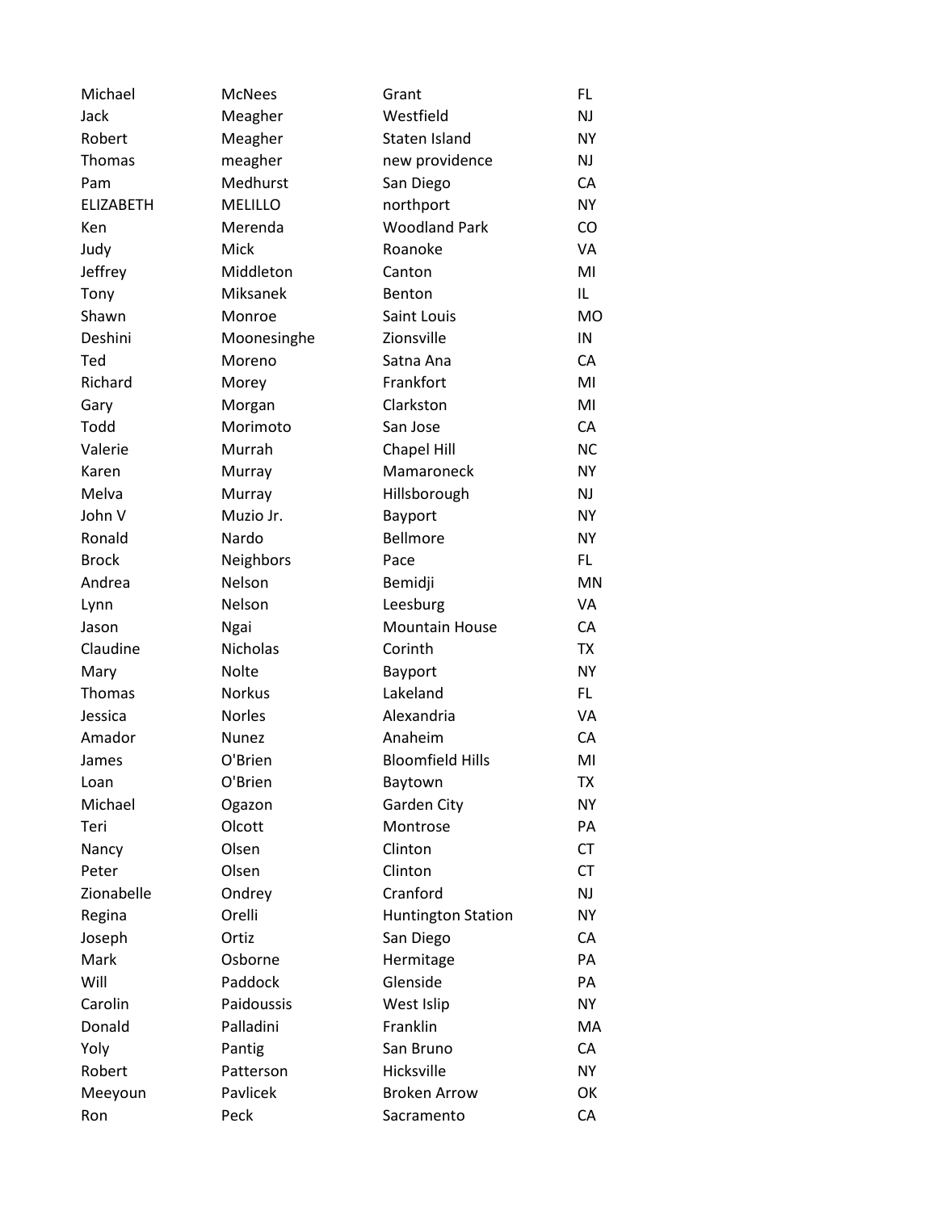| | | | |
|---|---|---|---|
| Michael | McNees | Grant | FL |
| Jack | Meagher | Westfield | NJ |
| Robert | Meagher | Staten Island | NY |
| Thomas | meagher | new providence | NJ |
| Pam | Medhurst | San Diego | CA |
| ELIZABETH | MELILLO | northport | NY |
| Ken | Merenda | Woodland Park | CO |
| Judy | Mick | Roanoke | VA |
| Jeffrey | Middleton | Canton | MI |
| Tony | Miksanek | Benton | IL |
| Shawn | Monroe | Saint Louis | MO |
| Deshini | Moonesinghe | Zionsville | IN |
| Ted | Moreno | Satna Ana | CA |
| Richard | Morey | Frankfort | MI |
| Gary | Morgan | Clarkston | MI |
| Todd | Morimoto | San Jose | CA |
| Valerie | Murrah | Chapel Hill | NC |
| Karen | Murray | Mamaroneck | NY |
| Melva | Murray | Hillsborough | NJ |
| John V | Muzio Jr. | Bayport | NY |
| Ronald | Nardo | Bellmore | NY |
| Brock | Neighbors | Pace | FL |
| Andrea | Nelson | Bemidji | MN |
| Lynn | Nelson | Leesburg | VA |
| Jason | Ngai | Mountain House | CA |
| Claudine | Nicholas | Corinth | TX |
| Mary | Nolte | Bayport | NY |
| Thomas | Norkus | Lakeland | FL |
| Jessica | Norles | Alexandria | VA |
| Amador | Nunez | Anaheim | CA |
| James | O'Brien | Bloomfield Hills | MI |
| Loan | O'Brien | Baytown | TX |
| Michael | Ogazon | Garden City | NY |
| Teri | Olcott | Montrose | PA |
| Nancy | Olsen | Clinton | CT |
| Peter | Olsen | Clinton | CT |
| Zionabelle | Ondrey | Cranford | NJ |
| Regina | Orelli | Huntington Station | NY |
| Joseph | Ortiz | San Diego | CA |
| Mark | Osborne | Hermitage | PA |
| Will | Paddock | Glenside | PA |
| Carolin | Paidoussis | West Islip | NY |
| Donald | Palladini | Franklin | MA |
| Yoly | Pantig | San Bruno | CA |
| Robert | Patterson | Hicksville | NY |
| Meeyoun | Pavlicek | Broken Arrow | OK |
| Ron | Peck | Sacramento | CA |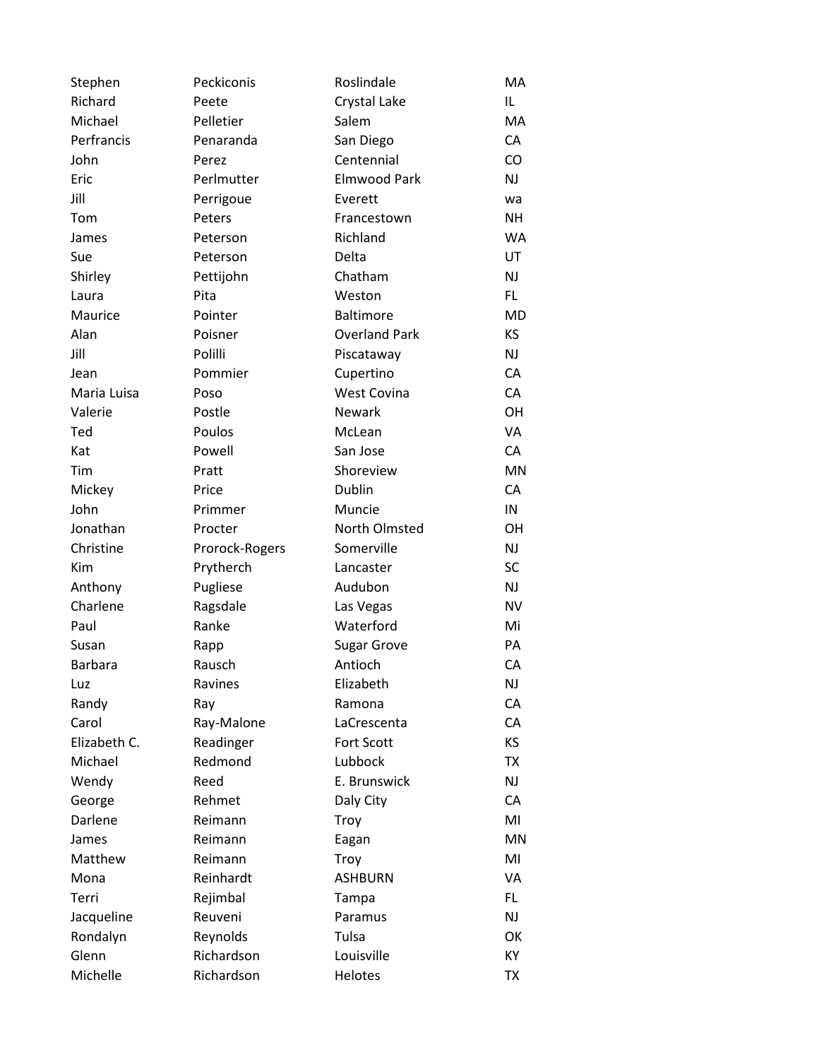| | | | |
|---|---|---|---|
| Stephen | Peckiconis | Roslindale | MA |
| Richard | Peete | Crystal Lake | IL |
| Michael | Pelletier | Salem | MA |
| Perfrancis | Penaranda | San Diego | CA |
| John | Perez | Centennial | CO |
| Eric | Perlmutter | Elmwood Park | NJ |
| Jill | Perrigoue | Everett | wa |
| Tom | Peters | Francestown | NH |
| James | Peterson | Richland | WA |
| Sue | Peterson | Delta | UT |
| Shirley | Pettijohn | Chatham | NJ |
| Laura | Pita | Weston | FL |
| Maurice | Pointer | Baltimore | MD |
| Alan | Poisner | Overland Park | KS |
| Jill | Polilli | Piscataway | NJ |
| Jean | Pommier | Cupertino | CA |
| Maria Luisa | Poso | West Covina | CA |
| Valerie | Postle | Newark | OH |
| Ted | Poulos | McLean | VA |
| Kat | Powell | San Jose | CA |
| Tim | Pratt | Shoreview | MN |
| Mickey | Price | Dublin | CA |
| John | Primmer | Muncie | IN |
| Jonathan | Procter | North Olmsted | OH |
| Christine | Prorock-Rogers | Somerville | NJ |
| Kim | Prytherch | Lancaster | SC |
| Anthony | Pugliese | Audubon | NJ |
| Charlene | Ragsdale | Las Vegas | NV |
| Paul | Ranke | Waterford | Mi |
| Susan | Rapp | Sugar Grove | PA |
| Barbara | Rausch | Antioch | CA |
| Luz | Ravines | Elizabeth | NJ |
| Randy | Ray | Ramona | CA |
| Carol | Ray-Malone | LaCrescenta | CA |
| Elizabeth C. | Readinger | Fort Scott | KS |
| Michael | Redmond | Lubbock | TX |
| Wendy | Reed | E. Brunswick | NJ |
| George | Rehmet | Daly City | CA |
| Darlene | Reimann | Troy | MI |
| James | Reimann | Eagan | MN |
| Matthew | Reimann | Troy | MI |
| Mona | Reinhardt | ASHBURN | VA |
| Terri | Rejimbal | Tampa | FL |
| Jacqueline | Reuveni | Paramus | NJ |
| Rondalyn | Reynolds | Tulsa | OK |
| Glenn | Richardson | Louisville | KY |
| Michelle | Richardson | Helotes | TX |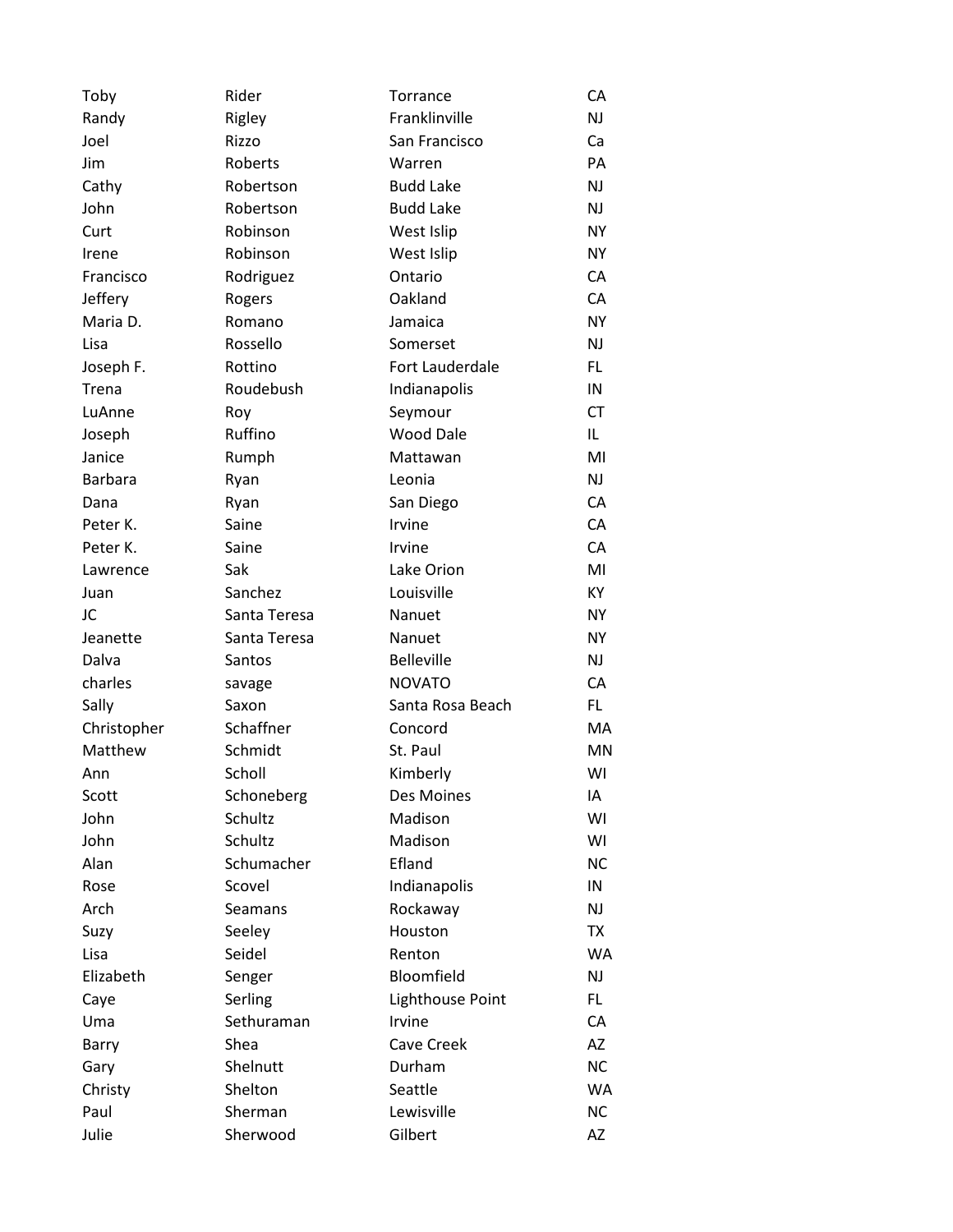| | | | |
|---|---|---|---|
| Toby | Rider | Torrance | CA |
| Randy | Rigley | Franklinville | NJ |
| Joel | Rizzo | San Francisco | Ca |
| Jim | Roberts | Warren | PA |
| Cathy | Robertson | Budd Lake | NJ |
| John | Robertson | Budd Lake | NJ |
| Curt | Robinson | West Islip | NY |
| Irene | Robinson | West Islip | NY |
| Francisco | Rodriguez | Ontario | CA |
| Jeffery | Rogers | Oakland | CA |
| Maria D. | Romano | Jamaica | NY |
| Lisa | Rossello | Somerset | NJ |
| Joseph F. | Rottino | Fort Lauderdale | FL |
| Trena | Roudebush | Indianapolis | IN |
| LuAnne | Roy | Seymour | CT |
| Joseph | Ruffino | Wood Dale | IL |
| Janice | Rumph | Mattawan | MI |
| Barbara | Ryan | Leonia | NJ |
| Dana | Ryan | San Diego | CA |
| Peter K. | Saine | Irvine | CA |
| Peter K. | Saine | Irvine | CA |
| Lawrence | Sak | Lake Orion | MI |
| Juan | Sanchez | Louisville | KY |
| JC | Santa Teresa | Nanuet | NY |
| Jeanette | Santa Teresa | Nanuet | NY |
| Dalva | Santos | Belleville | NJ |
| charles | savage | NOVATO | CA |
| Sally | Saxon | Santa Rosa Beach | FL |
| Christopher | Schaffner | Concord | MA |
| Matthew | Schmidt | St. Paul | MN |
| Ann | Scholl | Kimberly | WI |
| Scott | Schoneberg | Des Moines | IA |
| John | Schultz | Madison | WI |
| John | Schultz | Madison | WI |
| Alan | Schumacher | Efland | NC |
| Rose | Scovel | Indianapolis | IN |
| Arch | Seamans | Rockaway | NJ |
| Suzy | Seeley | Houston | TX |
| Lisa | Seidel | Renton | WA |
| Elizabeth | Senger | Bloomfield | NJ |
| Caye | Serling | Lighthouse Point | FL |
| Uma | Sethuraman | Irvine | CA |
| Barry | Shea | Cave Creek | AZ |
| Gary | Shelnutt | Durham | NC |
| Christy | Shelton | Seattle | WA |
| Paul | Sherman | Lewisville | NC |
| Julie | Sherwood | Gilbert | AZ |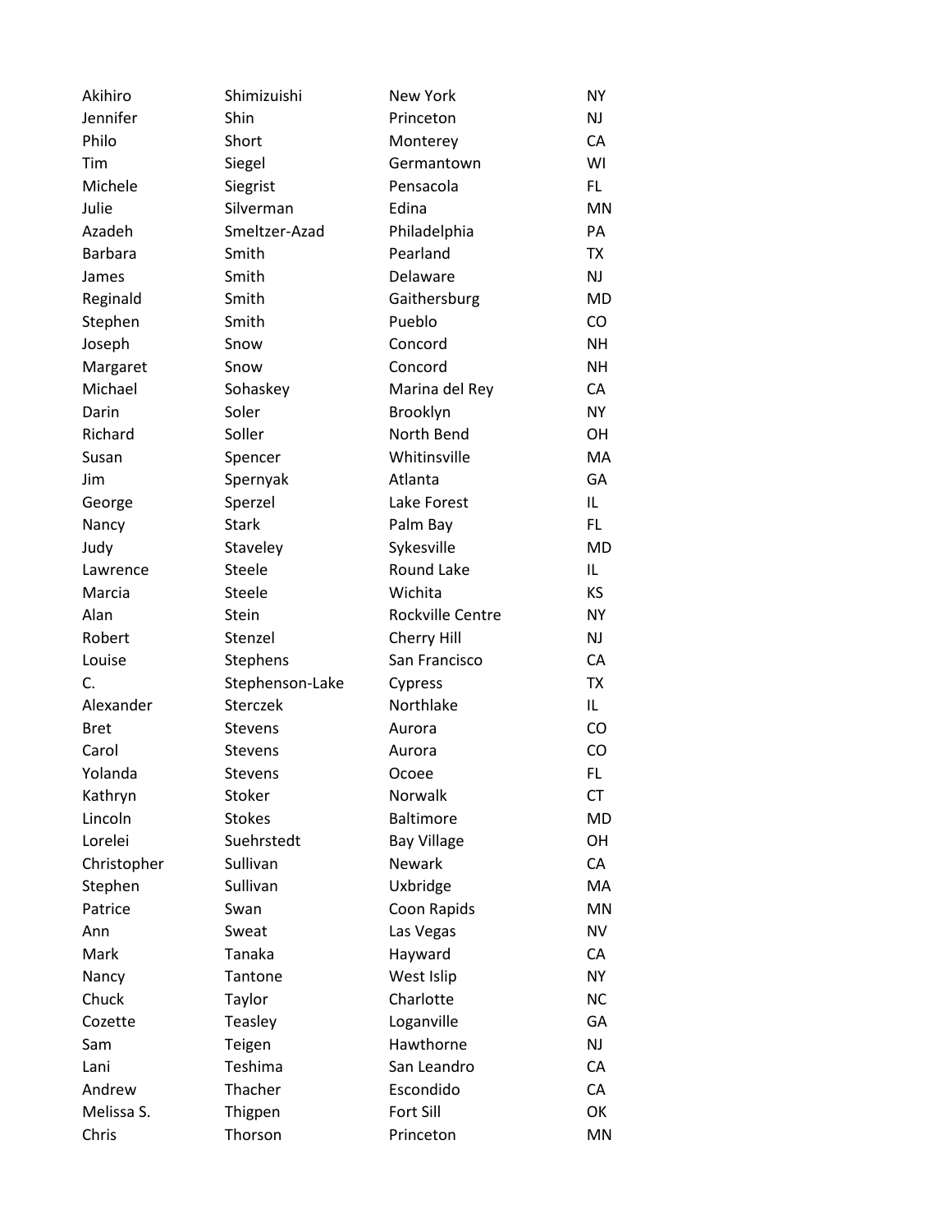| Akihiro | Shimizuishi | New York | NY |
|---|---|---|---|
| Jennifer | Shin | Princeton | NJ |
| Philo | Short | Monterey | CA |
| Tim | Siegel | Germantown | WI |
| Michele | Siegrist | Pensacola | FL |
| Julie | Silverman | Edina | MN |
| Azadeh | Smeltzer-Azad | Philadelphia | PA |
| Barbara | Smith | Pearland | TX |
| James | Smith | Delaware | NJ |
| Reginald | Smith | Gaithersburg | MD |
| Stephen | Smith | Pueblo | CO |
| Joseph | Snow | Concord | NH |
| Margaret | Snow | Concord | NH |
| Michael | Sohaskey | Marina del Rey | CA |
| Darin | Soler | Brooklyn | NY |
| Richard | Soller | North Bend | OH |
| Susan | Spencer | Whitinsville | MA |
| Jim | Spernyak | Atlanta | GA |
| George | Sperzel | Lake Forest | IL |
| Nancy | Stark | Palm Bay | FL |
| Judy | Staveley | Sykesville | MD |
| Lawrence | Steele | Round Lake | IL |
| Marcia | Steele | Wichita | KS |
| Alan | Stein | Rockville Centre | NY |
| Robert | Stenzel | Cherry Hill | NJ |
| Louise | Stephens | San Francisco | CA |
| C. | Stephenson-Lake | Cypress | TX |
| Alexander | Sterczek | Northlake | IL |
| Bret | Stevens | Aurora | CO |
| Carol | Stevens | Aurora | CO |
| Yolanda | Stevens | Ocoee | FL |
| Kathryn | Stoker | Norwalk | CT |
| Lincoln | Stokes | Baltimore | MD |
| Lorelei | Suehrstedt | Bay Village | OH |
| Christopher | Sullivan | Newark | CA |
| Stephen | Sullivan | Uxbridge | MA |
| Patrice | Swan | Coon Rapids | MN |
| Ann | Sweat | Las Vegas | NV |
| Mark | Tanaka | Hayward | CA |
| Nancy | Tantone | West Islip | NY |
| Chuck | Taylor | Charlotte | NC |
| Cozette | Teasley | Loganville | GA |
| Sam | Teigen | Hawthorne | NJ |
| Lani | Teshima | San Leandro | CA |
| Andrew | Thacher | Escondido | CA |
| Melissa S. | Thigpen | Fort Sill | OK |
| Chris | Thorson | Princeton | MN |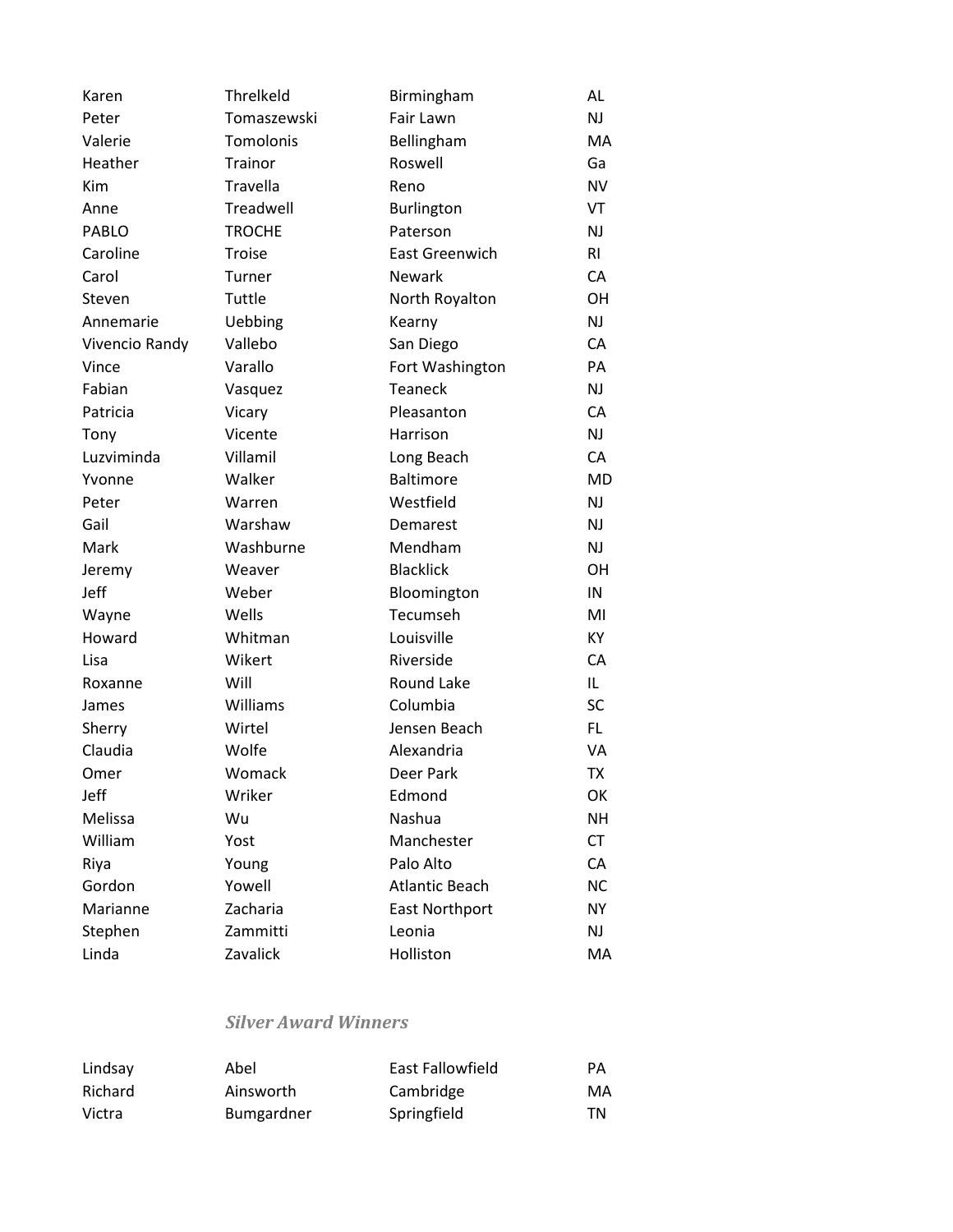| | | | |
|---|---|---|---|
| Karen | Threlkeld | Birmingham | AL |
| Peter | Tomaszewski | Fair Lawn | NJ |
| Valerie | Tomolonis | Bellingham | MA |
| Heather | Trainor | Roswell | Ga |
| Kim | Travella | Reno | NV |
| Anne | Treadwell | Burlington | VT |
| PABLO | TROCHE | Paterson | NJ |
| Caroline | Troise | East Greenwich | RI |
| Carol | Turner | Newark | CA |
| Steven | Tuttle | North Royalton | OH |
| Annemarie | Uebbing | Kearny | NJ |
| Vivencio Randy | Vallebo | San Diego | CA |
| Vince | Varallo | Fort Washington | PA |
| Fabian | Vasquez | Teaneck | NJ |
| Patricia | Vicary | Pleasanton | CA |
| Tony | Vicente | Harrison | NJ |
| Luzviminda | Villamil | Long Beach | CA |
| Yvonne | Walker | Baltimore | MD |
| Peter | Warren | Westfield | NJ |
| Gail | Warshaw | Demarest | NJ |
| Mark | Washburne | Mendham | NJ |
| Jeremy | Weaver | Blacklick | OH |
| Jeff | Weber | Bloomington | IN |
| Wayne | Wells | Tecumseh | MI |
| Howard | Whitman | Louisville | KY |
| Lisa | Wikert | Riverside | CA |
| Roxanne | Will | Round Lake | IL |
| James | Williams | Columbia | SC |
| Sherry | Wirtel | Jensen Beach | FL |
| Claudia | Wolfe | Alexandria | VA |
| Omer | Womack | Deer Park | TX |
| Jeff | Wriker | Edmond | OK |
| Melissa | Wu | Nashua | NH |
| William | Yost | Manchester | CT |
| Riya | Young | Palo Alto | CA |
| Gordon | Yowell | Atlantic Beach | NC |
| Marianne | Zacharia | East Northport | NY |
| Stephen | Zammitti | Leonia | NJ |
| Linda | Zavalick | Holliston | MA |

### *Silver Award Winners*

| | | | |
|---|---|---|---|
| Lindsay | Abel | East Fallowfield | PA |
| Richard | Ainsworth | Cambridge | MA |
| Victra | Bumgardner | Springfield | TN |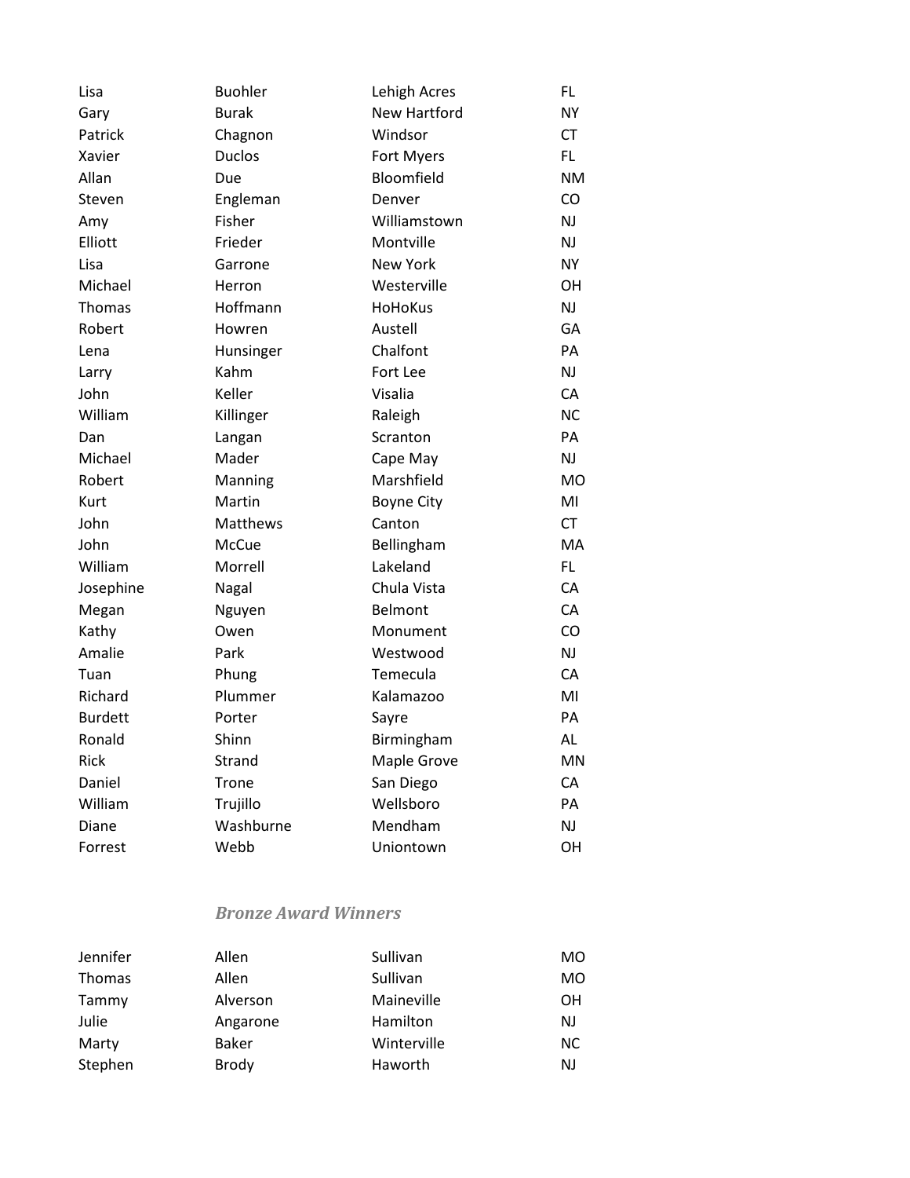| | | | |
|---|---|---|---|
| Lisa | Buohler | Lehigh Acres | FL |
| Gary | Burak | New Hartford | NY |
| Patrick | Chagnon | Windsor | CT |
| Xavier | Duclos | Fort Myers | FL |
| Allan | Due | Bloomfield | NM |
| Steven | Engleman | Denver | CO |
| Amy | Fisher | Williamstown | NJ |
| Elliott | Frieder | Montville | NJ |
| Lisa | Garrone | New York | NY |
| Michael | Herron | Westerville | OH |
| Thomas | Hoffmann | HoHoKus | NJ |
| Robert | Howren | Austell | GA |
| Lena | Hunsinger | Chalfont | PA |
| Larry | Kahm | Fort Lee | NJ |
| John | Keller | Visalia | CA |
| William | Killinger | Raleigh | NC |
| Dan | Langan | Scranton | PA |
| Michael | Mader | Cape May | NJ |
| Robert | Manning | Marshfield | MO |
| Kurt | Martin | Boyne City | MI |
| John | Matthews | Canton | CT |
| John | McCue | Bellingham | MA |
| William | Morrell | Lakeland | FL |
| Josephine | Nagal | Chula Vista | CA |
| Megan | Nguyen | Belmont | CA |
| Kathy | Owen | Monument | CO |
| Amalie | Park | Westwood | NJ |
| Tuan | Phung | Temecula | CA |
| Richard | Plummer | Kalamazoo | MI |
| Burdett | Porter | Sayre | PA |
| Ronald | Shinn | Birmingham | AL |
| Rick | Strand | Maple Grove | MN |
| Daniel | Trone | San Diego | CA |
| William | Trujillo | Wellsboro | PA |
| Diane | Washburne | Mendham | NJ |
| Forrest | Webb | Uniontown | OH |

### *Bronze Award Winners*

| | | | |
|---|---|---|---|
| Jennifer | Allen | Sullivan | MO |
| Thomas | Allen | Sullivan | MO |
| Tammy | Alverson | Maineville | OH |
| Julie | Angarone | Hamilton | NJ |
| Marty | Baker | Winterville | NC |
| Stephen | Brody | Haworth | NJ |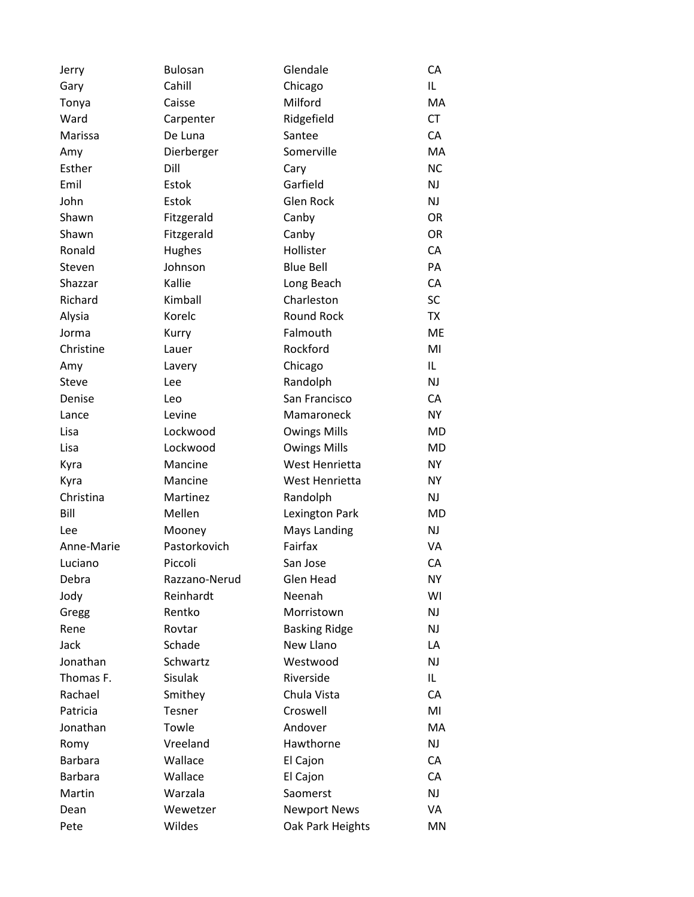| | | | |
|---|---|---|---|
| Jerry | Bulosan | Glendale | CA |
| Gary | Cahill | Chicago | IL |
| Tonya | Caisse | Milford | MA |
| Ward | Carpenter | Ridgefield | CT |
| Marissa | De Luna | Santee | CA |
| Amy | Dierberger | Somerville | MA |
| Esther | Dill | Cary | NC |
| Emil | Estok | Garfield | NJ |
| John | Estok | Glen Rock | NJ |
| Shawn | Fitzgerald | Canby | OR |
| Shawn | Fitzgerald | Canby | OR |
| Ronald | Hughes | Hollister | CA |
| Steven | Johnson | Blue Bell | PA |
| Shazzar | Kallie | Long Beach | CA |
| Richard | Kimball | Charleston | SC |
| Alysia | Korelc | Round Rock | TX |
| Jorma | Kurry | Falmouth | ME |
| Christine | Lauer | Rockford | MI |
| Amy | Lavery | Chicago | IL |
| Steve | Lee | Randolph | NJ |
| Denise | Leo | San Francisco | CA |
| Lance | Levine | Mamaroneck | NY |
| Lisa | Lockwood | Owings Mills | MD |
| Lisa | Lockwood | Owings Mills | MD |
| Kyra | Mancine | West Henrietta | NY |
| Kyra | Mancine | West Henrietta | NY |
| Christina | Martinez | Randolph | NJ |
| Bill | Mellen | Lexington Park | MD |
| Lee | Mooney | Mays Landing | NJ |
| Anne-Marie | Pastorkovich | Fairfax | VA |
| Luciano | Piccoli | San Jose | CA |
| Debra | Razzano-Nerud | Glen Head | NY |
| Jody | Reinhardt | Neenah | WI |
| Gregg | Rentko | Morristown | NJ |
| Rene | Rovtar | Basking Ridge | NJ |
| Jack | Schade | New Llano | LA |
| Jonathan | Schwartz | Westwood | NJ |
| Thomas F. | Sisulak | Riverside | IL |
| Rachael | Smithey | Chula Vista | CA |
| Patricia | Tesner | Croswell | MI |
| Jonathan | Towle | Andover | MA |
| Romy | Vreeland | Hawthorne | NJ |
| Barbara | Wallace | El Cajon | CA |
| Barbara | Wallace | El Cajon | CA |
| Martin | Warzala | Saomerst | NJ |
| Dean | Wewetzer | Newport News | VA |
| Pete | Wildes | Oak Park Heights | MN |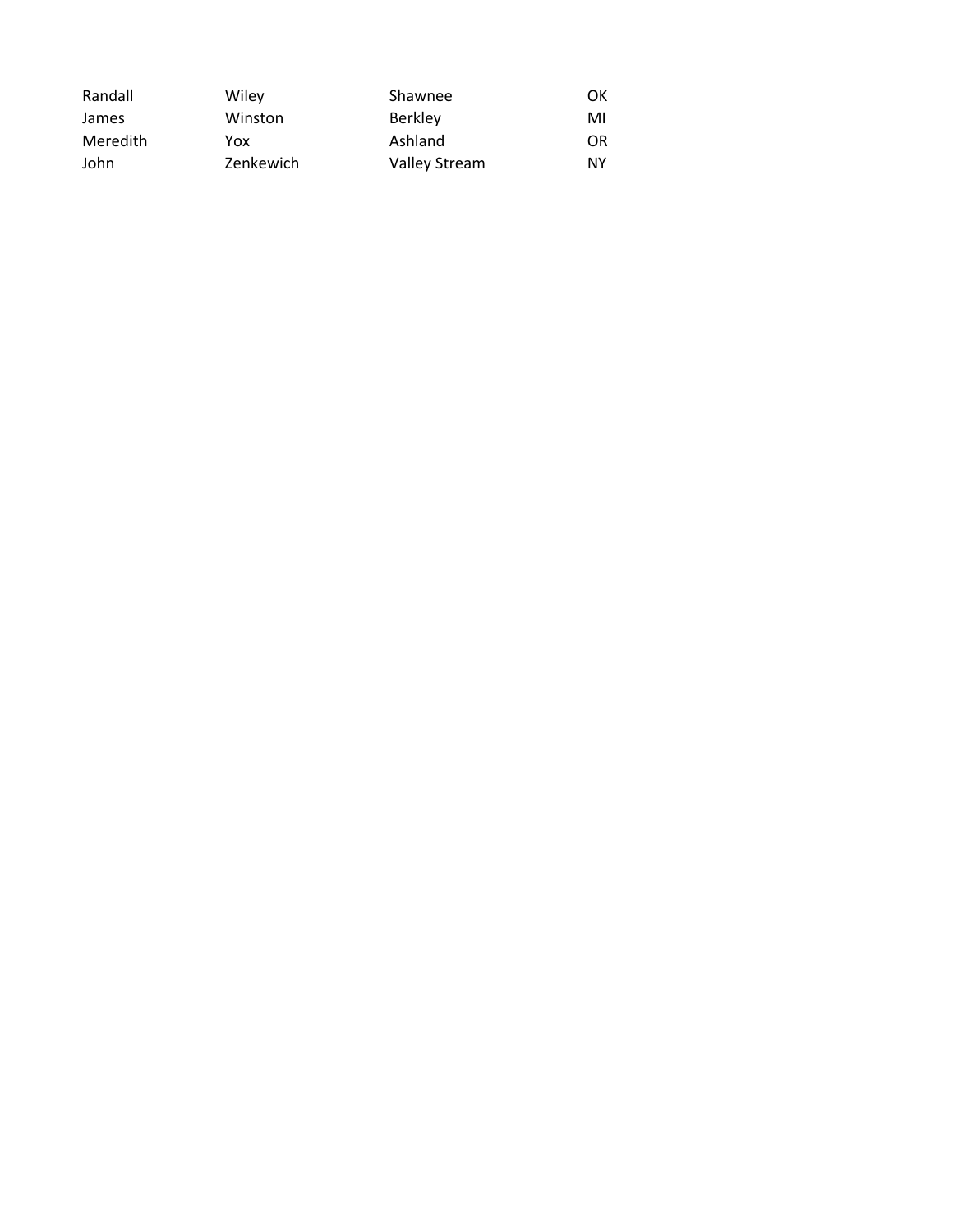| | | | |
|---|---|---|---|
| Randall | Wiley | Shawnee | OK |
| James | Winston | Berkley | MI |
| Meredith | Yox | Ashland | OR |
| John | Zenkewich | Valley Stream | NY |